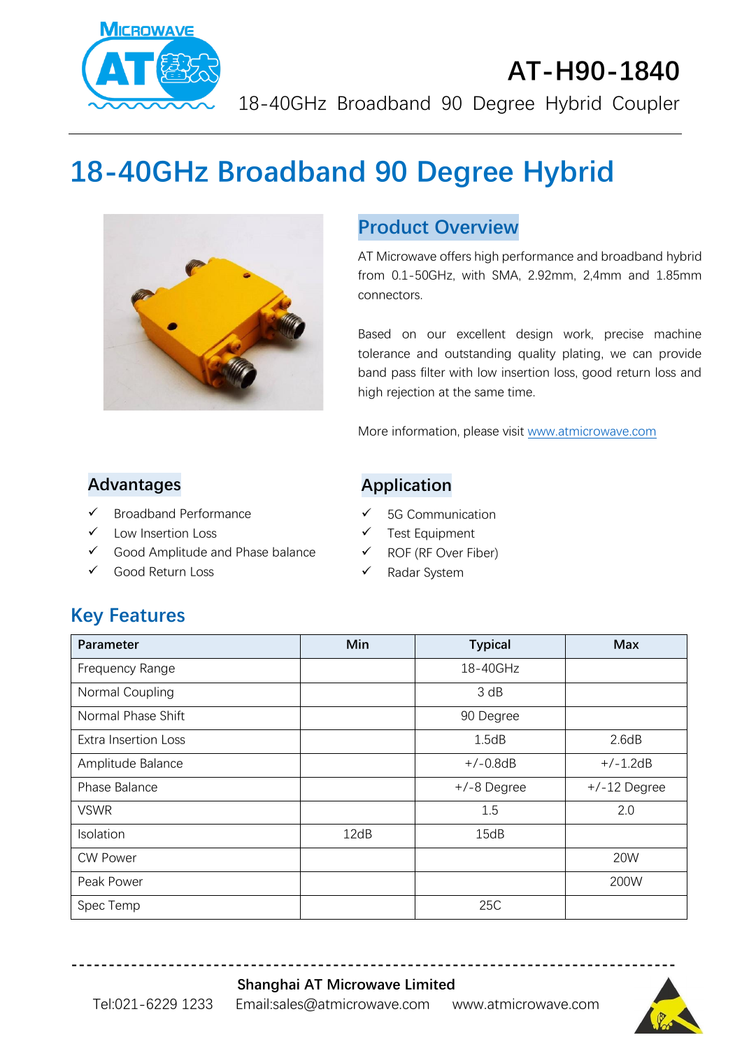# AT-H90-1840

18-40GHz Broadband 90 Degree Hybrid Coupler

## 18-40GHz Broadband 90 Degree Hybrid

### Product Overview

AT Microwave offers high performance and broadband hybrid from 0.1-50GHz, with SMA, 2.92mm, 2,4mm and 1.85mm connectors.

Based on our excellent design work, precise machine tolerance and outstanding quality plating, we can provide band pass filter with low insertion loss, good return loss and high rejection at the same time.

More information, please visit www.atmicrowave.com

### Advantages

- ✓ Broadband Performance
- ✓ Low Insertion Loss
- ✓ Good Amplitude and Phase balance
- ✓ Good Return Loss

### Application

- ✓ 5G Communication
- ✓ Test Equipment
- ✓ ROF (RF Over Fiber)
- ✓ Radar System

## Key Features

| Parameter | Min | Typical | Max |
|---|---|---|---|
| Frequency Range | | 18-40GHz | |
| Normal Coupling | | 3 dB | |
| Normal Phase Shift | | 90 Degree | |
| Extra Insertion Loss | | 1.5dB | 2.6dB |
| Amplitude Balance | | +/-0.8dB | +/-1.2dB |
| Phase Balance | | +/-8 Degree | +/-12 Degree |
| VSWR | | 1.5 | 2.0 |
| Isolation | 12dB | 15dB | |
| CW Power | | | 20W |
| Peak Power | | | 200W |
| Spec Temp | | 25C | |

**Shanghai AT Microwave Limited**

Tel:021-6229 1233 Email:sales@atmicrowave.com www.atmicrowave.com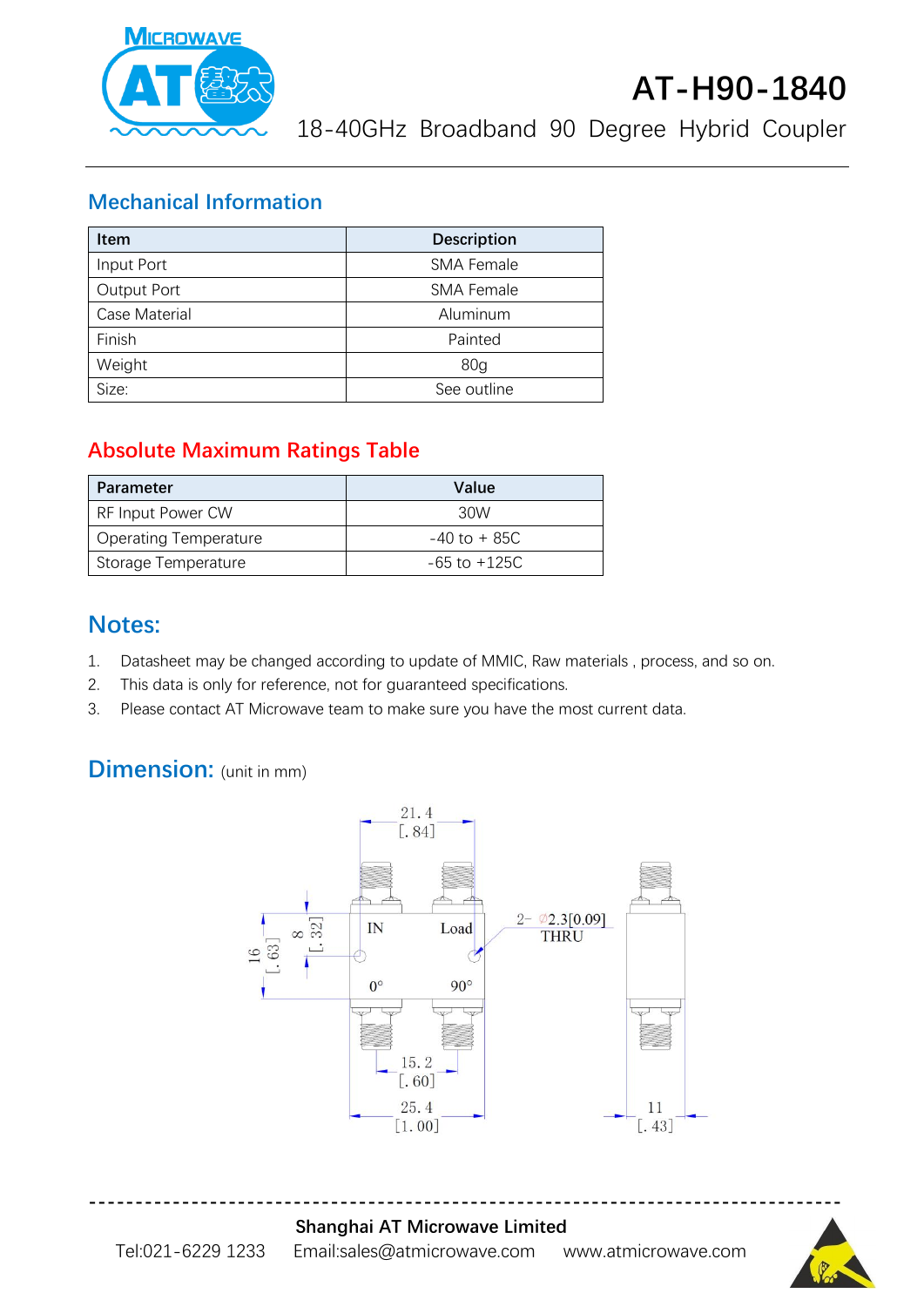# AT-H90-1840

18-40GHz Broadband 90 Degree Hybrid Coupler

## Mechanical Information

| Item | Description |
|---|---|
| Input Port | SMA Female |
| Output Port | SMA Female |
| Case Material | Aluminum |
| Finish | Painted |
| Weight | 80g |
| Size: | See outline |

## Absolute Maximum Ratings Table

| Parameter | Value |
|---|---|
| RF Input Power CW | 30W |
| Operating Temperature | -40 to + 85C |
| Storage Temperature | -65 to +125C |

## Notes:

1. Datasheet may be changed according to update of MMIC, Raw materials , process, and so on.
2. This data is only for reference, not for guaranteed specifications.
3. Please contact AT Microwave team to make sure you have the most current data.

## Dimension: (unit in mm)

21.4 [.84]

IN Load

0° 90°

2- ∅2.3[0.09] THRU

16 [.63]

8 [.32]

15.2 [.60]

25.4 [1.00]

11 [.43]

**Shanghai AT Microwave Limited**

Tel:021-6229 1233 Email:sales@atmicrowave.com www.atmicrowave.com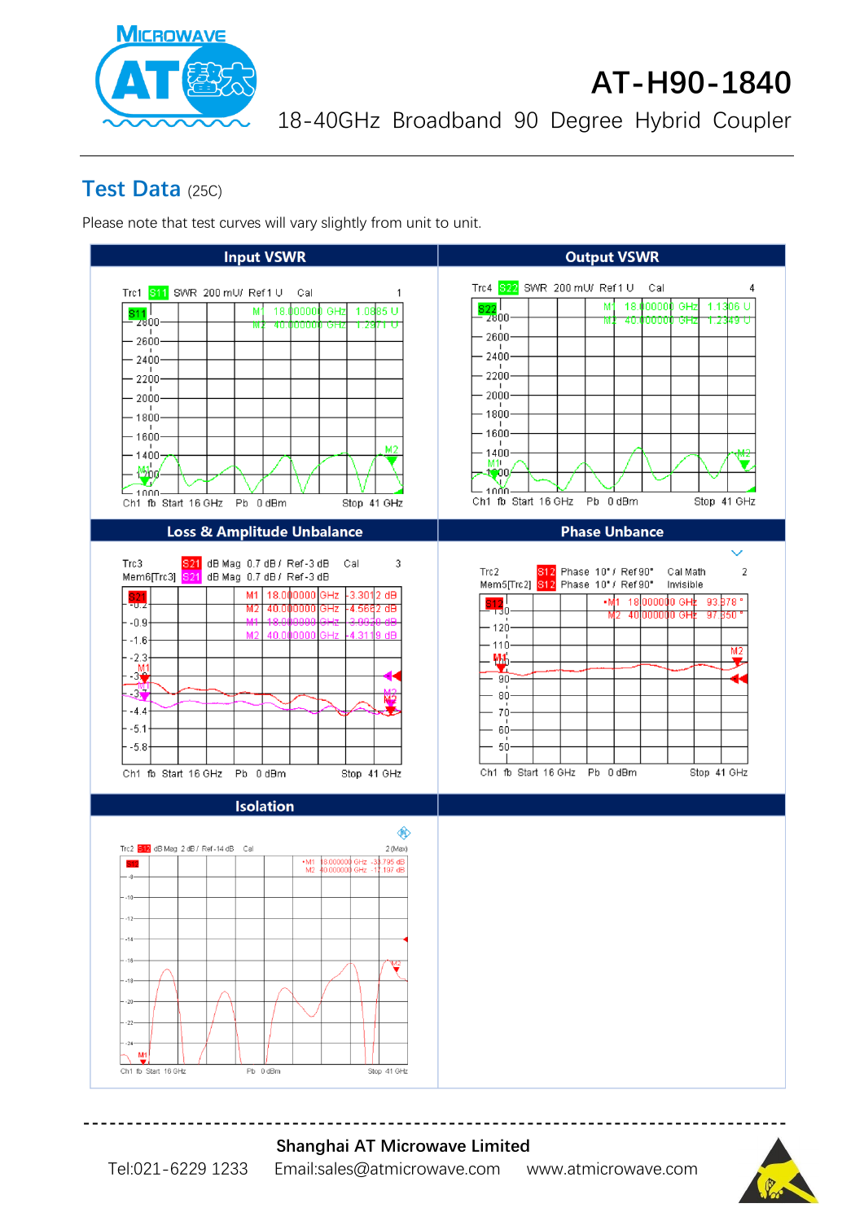# AT-H90-1840

18-40GHz Broadband 90 Degree Hybrid Coupler

## Test Data (25C)

Please note that test curves will vary slightly from unit to unit.

### Input VSWR

Trc1 S11 SWR 200 mU/ Ref 1 U Cal 1

M1 18.000000 GHz 1.0885 U
M2 40.000000 GHz 1.2971 U

2800, 2600, 2400, 2200, 2000, 1800, 1600, 1400, 1200, 1000

Ch1 fb Start 16 GHz Pb 0 dBm Stop 41 GHz

### Output VSWR

Trc4 S22 SWR 200 mU/ Ref 1 U Cal 4

M1 18.000000 GHz 1.1306 U
M2 40.000000 GHz 1.2349 U

2800, 2600, 2400, 2200, 2000, 1800, 1600, 1400, 1200, 1000

Ch1 fb Start 16 GHz Pb 0 dBm Stop 41 GHz

### Loss & Amplitude Unbalance

Trc3 S21 dB Mag 0.7 dB / Ref -3 dB Cal 3
Mem6[Trc3] S21 dB Mag 0.7 dB / Ref -3 dB

M1 18.000000 GHz -3.3012 dB
M2 40.000000 GHz -4.5682 dB
M1 18.000000 GHz -3.0920 dB
M2 40.000000 GHz -4.3119 dB

-0.2, -0.9, -1.6, -2.3, -3, -3.7, -4.4, -5.1, -5.8

Ch1 fb Start 16 GHz Pb 0 dBm Stop 41 GHz

### Phase Unbance

Trc2 S12 Phase 10° / Ref 90° Cal Math 2
Mem5[Trc2] S12 Phase 10° / Ref 90° Invisible

•M1 18.000000 GHz 93.378 °
M2 40.000000 GHz 97.350 °

130, 120, 110, 100, 90, 80, 70, 60, 50

Ch1 fb Start 16 GHz Pb 0 dBm Stop 41 GHz

### Isolation

Trc2 S12 dB Mag 2 dB / Ref -14 dB Cal 2 (Max)

•M1 18.000000 GHz -33.795 dB
M2 40.000000 GHz -17.197 dB

-8, -10, -12, -14, -16, -18, -20, -22, -24

Ch1 fb Start 16 GHz Pb 0 dBm Stop 41 GHz

---

**Shanghai AT Microwave Limited**

Tel:021-6229 1233 Email:sales@atmicrowave.com www.atmicrowave.com